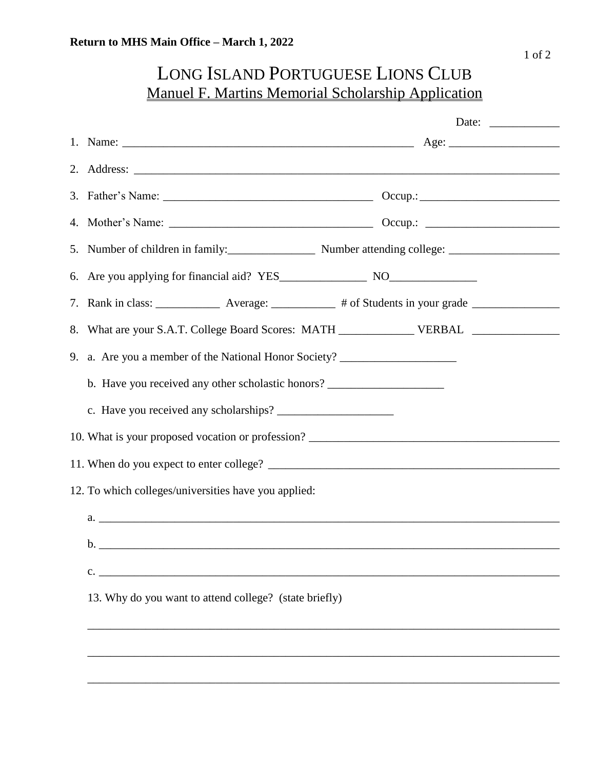**Return to MHS Main Office – March 1, 2022**

# LONG ISLAND PORTUGUESE LIONS CLUB

## Manuel F. Martins Memorial Scholarship Application

Date: ____________

1. Name: ___________________________________________________ Age: ___________________
2. Address: ___________________________________________________________________________
3. Father's Name: ____________________________________ Occup.: ________________________
4. Mother's Name: ____________________________________ Occup.: ________________________
5. Number of children in family: _______________ Number attending college: ___________________
6. Are you applying for financial aid? YES_______________ NO_______________
7. Rank in class: ___________ Average: ___________ # of Students in your grade _______________
8. What are your S.A.T. College Board Scores: MATH _____________ VERBAL _______________
9. a. Are you a member of the National Honor Society? ____________________

   b. Have you received any other scholastic honors? ____________________

   c. Have you received any scholarships? ____________________
10. What is your proposed vocation or profession? ____________________________________________
11. When do you expect to enter college? ____________________________________________________
12. To which colleges/universities have you applied:

    a. ______________________________________________________________________________

    b. ______________________________________________________________________________

    c. ______________________________________________________________________________

13. Why do you want to attend college? (state briefly)

_______________________________________________________________________________

_______________________________________________________________________________

_______________________________________________________________________________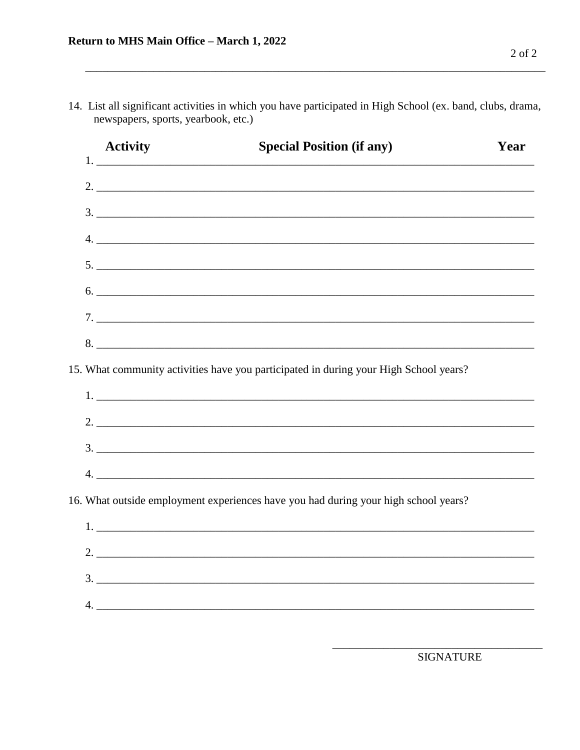**Return to MHS Main Office – March 1, 2022**

14. List all significant activities in which you have participated in High School (ex. band, clubs, drama, newspapers, sports, yearbook, etc.)

| Activity | Special Position (if any) | Year |
| --- | --- | --- |
| 1. | | |
| 2. | | |
| 3. | | |
| 4. | | |
| 5. | | |
| 6. | | |
| 7. | | |
| 8. | | |

15. What community activities have you participated in during your High School years?

1. ____________________
2. ____________________
3. ____________________
4. ____________________

16. What outside employment experiences have you had during your high school years?

1. ____________________
2. ____________________
3. ____________________
4. ____________________

____________________
SIGNATURE